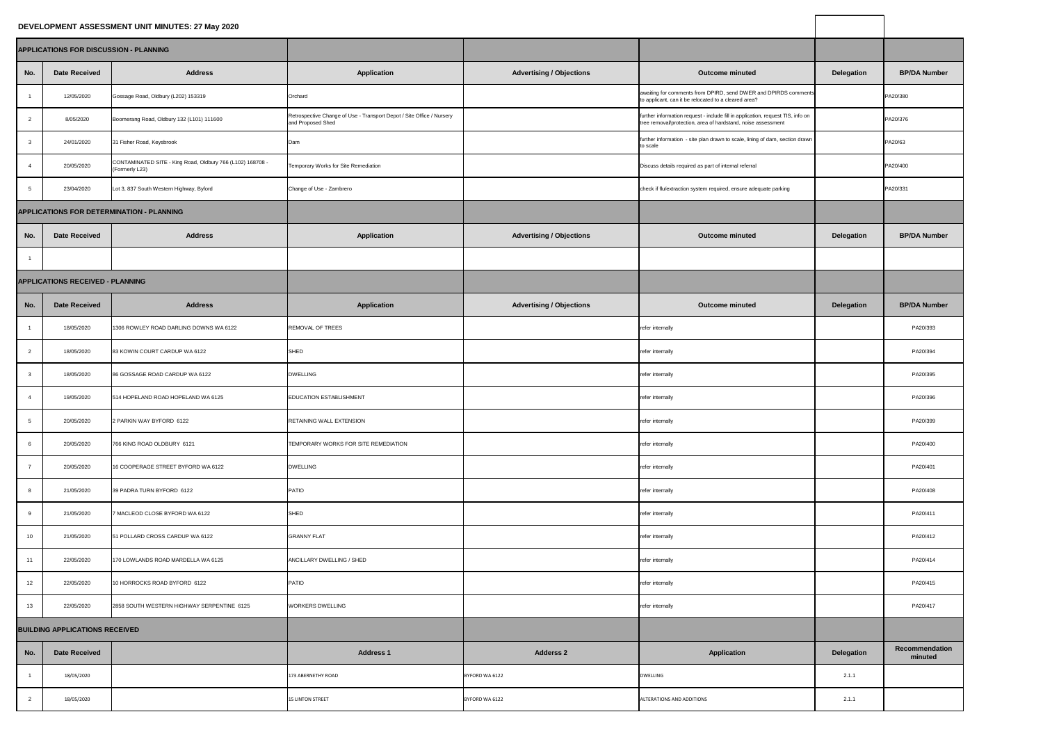# DEVELOPMENT ASSESSMENT UNIT MINUTES: 27 May 2020

## APPLICATIONS FOR DISCUSSION - PLANNING

| No. | Date Received | Address | Application | Advertising / Objections | Outcome minuted | Delegation | BP/DA Number |
|---|---|---|---|---|---|---|---|
| 1 | 12/05/2020 | Gossage Road, Oldbury (L202) 153319 | Orchard | | awaiting for comments from DPIRD, send DWER and DPIRDS comments to applicant, can it be relocated to a cleared area? | | PA20/380 |
| 2 | 8/05/2020 | Boomerang Road, Oldbury 132 (L101) 111600 | Retrospective Change of Use - Transport Depot / Site Office / Nursery and Proposed Shed | | further information request - include fill in application, request TIS, info on tree removal/protection, area of hardstand, noise assessment | | PA20/376 |
| 3 | 24/01/2020 | 31 Fisher Road, Keysbrook | Dam | | further information - site plan drawn to scale, lining of dam, section drawn to scale | | PA20/63 |
| 4 | 20/05/2020 | CONTAMINATED SITE - King Road, Oldbury 766 (L102) 168708 - (Formerly L23) | Temporary Works for Site Remediation | | Discuss details required as part of internal referral | | PA20/400 |
| 5 | 23/04/2020 | Lot 3, 837 South Western Highway, Byford | Change of Use - Zambrero | | check if flu/extraction system required, ensure adequate parking | | PA20/331 |

## APPLICATIONS FOR DETERMINATION - PLANNING

| No. | Date Received | Address | Application | Advertising / Objections | Outcome minuted | Delegation | BP/DA Number |
|---|---|---|---|---|---|---|---|
| 1 | | | | | | | |

## APPLICATIONS RECEIVED - PLANNING

| No. | Date Received | Address | Application | Advertising / Objections | Outcome minuted | Delegation | BP/DA Number |
|---|---|---|---|---|---|---|---|
| 1 | 18/05/2020 | 1306 ROWLEY ROAD DARLING DOWNS WA 6122 | REMOVAL OF TREES | | refer internally | | PA20/393 |
| 2 | 18/05/2020 | 83 KOWIN COURT CARDUP WA 6122 | SHED | | refer internally | | PA20/394 |
| 3 | 18/05/2020 | 86 GOSSAGE ROAD CARDUP WA 6122 | DWELLING | | refer internally | | PA20/395 |
| 4 | 19/05/2020 | 514 HOPELAND ROAD HOPELAND WA 6125 | EDUCATION ESTABLISHMENT | | refer internally | | PA20/396 |
| 5 | 20/05/2020 | 2 PARKIN WAY BYFORD 6122 | RETAINING WALL EXTENSION | | refer internally | | PA20/399 |
| 6 | 20/05/2020 | 766 KING ROAD OLDBURY 6121 | TEMPORARY WORKS FOR SITE REMEDIATION | | refer internally | | PA20/400 |
| 7 | 20/05/2020 | 16 COOPERAGE STREET BYFORD WA 6122 | DWELLING | | refer internally | | PA20/401 |
| 8 | 21/05/2020 | 39 PADRA TURN BYFORD 6122 | PATIO | | refer internally | | PA20/408 |
| 9 | 21/05/2020 | 7 MACLEOD CLOSE BYFORD WA 6122 | SHED | | refer internally | | PA20/411 |
| 10 | 21/05/2020 | 51 POLLARD CROSS CARDUP WA 6122 | GRANNY FLAT | | refer internally | | PA20/412 |
| 11 | 22/05/2020 | 170 LOWLANDS ROAD MARDELLA WA 6125 | ANCILLARY DWELLING / SHED | | refer internally | | PA20/414 |
| 12 | 22/05/2020 | 10 HORROCKS ROAD BYFORD 6122 | PATIO | | refer internally | | PA20/415 |
| 13 | 22/05/2020 | 2858 SOUTH WESTERN HIGHWAY SERPENTINE 6125 | WORKERS DWELLING | | refer internally | | PA20/417 |

## BUILDING APPLICATIONS RECEIVED

| No. | Date Received | | Address 1 | Adderss 2 | Application | Delegation | Recommendation minuted |
|---|---|---|---|---|---|---|---|
| 1 | 18/05/2020 | | 173 ABERNETHY ROAD | BYFORD WA 6122 | DWELLING | 2.1.1 | |
| 2 | 18/05/2020 | | 15 LINTON STREET | BYFORD WA 6122 | ALTERATIONS AND ADDITIONS | 2.1.1 | |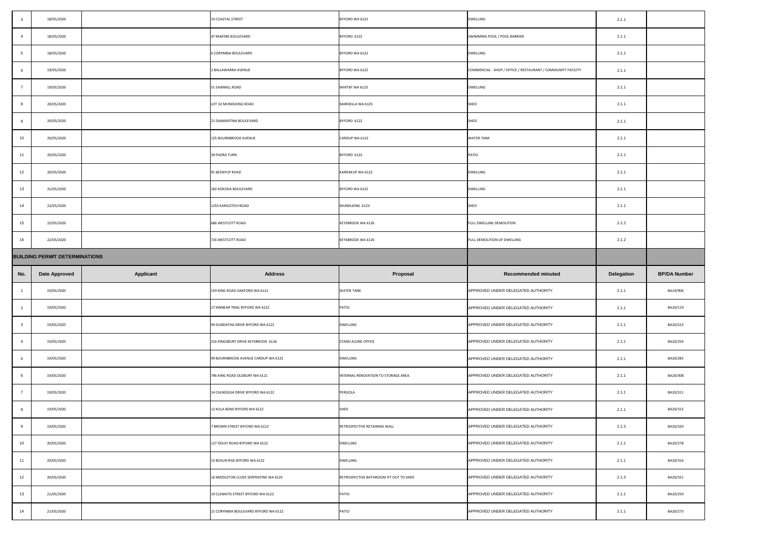| 3 | 18/05/2020 | | 10 COASTAL STREET | BYFORD WA 6122 | DWELLING | 2.1.1 | |
|---|---|---|---|---|---|---|---|
| 4 | 18/05/2020 | | 47 MAKYBE BOULEVARD | BYFORD 6122 | SWIMMING POOL / POOL BARRIER | 2.1.1 | |
| 5 | 18/05/2020 | | 6 CORYMBIA BOULEVARD | BYFORD WA 6122 | DWELLING | 2.1.1 | |
| 6 | 19/05/2020 | | 2 BALLAWARRA AVENUE | BYFORD WA 6122 | COMMERCIAL - SHOP / OFFICE / RESTAURANT / COMMUNITY FACILITY | 2.1.1 | |
| 7 | 19/05/2020 | | 51 SAWMILL ROAD | WHITBY WA 6123 | DWELLING | 2.1.1 | |
| 8 | 20/05/2020 | | LOT 32 MUNDIJONG ROAD | MARDELLA WA 6125 | SHED | 2.1.1 | |
| 9 | 20/05/2020 | | 21 DIAMANTINA BOULEVARD | BYFORD 6122 | SHED | 2.1.1 | |
| 10 | 20/05/2020 | | 125 BOURNBROOK AVENUE | CARDUP WA 6122 | WATER TANK | 2.1.1 | |
| 11 | 20/05/2020 | | 39 PADRA TURN | BYFORD 6122 | PATIO | 2.1.1 | |
| 12 | 20/05/2020 | | 91 BEENYUP ROAD | KARRAKUP WA 6122 | DWELLING | 2.1.1 | |
| 13 | 21/05/2020 | | 182 KOKODA BOULEVARD | BYFORD WA 6122 | DWELLING | 2.1.1 | |
| 14 | 22/05/2020 | | 1255 KARGOTICH ROAD | MUNDIJONG 6123 | SHED | 2.1.1 | |
| 15 | 22/05/2020 | | 686 WESTCOTT ROAD | KEYSBROOK WA 6126 | FULL DWELLING DEMOLITION | 2.1.2 | |
| 16 | 22/05/2020 | | 726 WESTCOTT ROAD | KEYSBROOK WA 6126 | FULL DEMOLITION OF DWELLING | 2.1.2 | |

**BUILDING PERMIT DETERMINATIONS**

| No. | Date Approved | Applicant | Address | Proposal | Recommended minuted | Delegation | BP/DA Number |
|---|---|---|---|---|---|---|---|
| 1 | 19/05/2020 | | 159 KING ROAD OAKFORD WA 6121 | WATER TANK | APPROVED UNDER DELEGATED AUTHORITY | 2.1.1 | BA19/906 |
| 2 | 19/05/2020 | | 17 KINNEAR TRAIL BYFORD WA 6122 | PATIO | APPROVED UNDER DELEGATED AUTHORITY | 2.1.1 | BA20/119 |
| 3 | 19/05/2020 | | 94 DUNDATHA DRIVE BYFORD WA 6122 | DWELLING | APPROVED UNDER DELEGATED AUTHORITY | 2.1.1 | BA20/223 |
| 4 | 19/05/2020 | | 216 KINGSBURY DRIVE KEYSBROOK 6126 | STAND ALONE OFFICE | APPROVED UNDER DELEGATED AUTHORITY | 2.1.1 | BA20/254 |
| 5 | 19/05/2020 | | 99 BOURNBROOK AVENUE CARDUP WA 6122 | DWELLING | APPROVED UNDER DELEGATED AUTHORITY | 2.1.1 | BA20/282 |
| 6 | 19/05/2020 | | 796 KING ROAD OLDBURY WA 6121 | INTERNAL RENOVATION TO STORAGE AREA | APPROVED UNDER DELEGATED AUTHORITY | 2.1.1 | BA20/308 |
| 7 | 19/05/2020 | | 14 CALNEGGIA DRIVE BYFORD WA 6122 | PERGOLA | APPROVED UNDER DELEGATED AUTHORITY | 2.1.1 | BA20/311 |
| 8 | 19/05/2020 | | 12 KOLA BEND BYFORD WA 6122 | SHED | APPROVED UNDER DELEGATED AUTHORITY | 2.1.1 | BA20/315 |
| 9 | 19/05/2020 | | 7 BROWN STREET BYFORD WA 6122 | RETROSPECTIVE RETAINING WALL | APPROVED UNDER DELEGATED AUTHORITY | 2.1.3 | BA20/320 |
| 10 | 20/05/2020 | | 127 DOLEY ROAD BYFORD WA 6122 | DWELLING | APPROVED UNDER DELEGATED AUTHORITY | 2.1.1 | BA20/278 |
| 11 | 20/05/2020 | | 15 BOSUN RISE BYFORD WA 6122 | DWELLING | APPROVED UNDER DELEGATED AUTHORITY | 2.1.1 | BA20/316 |
| 12 | 20/05/2020 | | 16 MIDDLETON CLOSE SERPENTINE WA 6125 | RETROSPECTIVE BATHROOM FIT OUT TO SHED | APPROVED UNDER DELEGATED AUTHORITY | 2.1.3 | BA20/321 |
| 13 | 21/05/2020 | | 19 CLEMATIS STREET BYFORD WA 6122 | PATIO | APPROVED UNDER DELEGATED AUTHORITY | 2.1.1 | BA20/259 |
| 14 | 21/05/2020 | | 21 CORYMBIA BOULEVARD BYFORD WA 6122 | PATIO | APPROVED UNDER DELEGATED AUTHORITY | 2.1.1 | BA20/273 |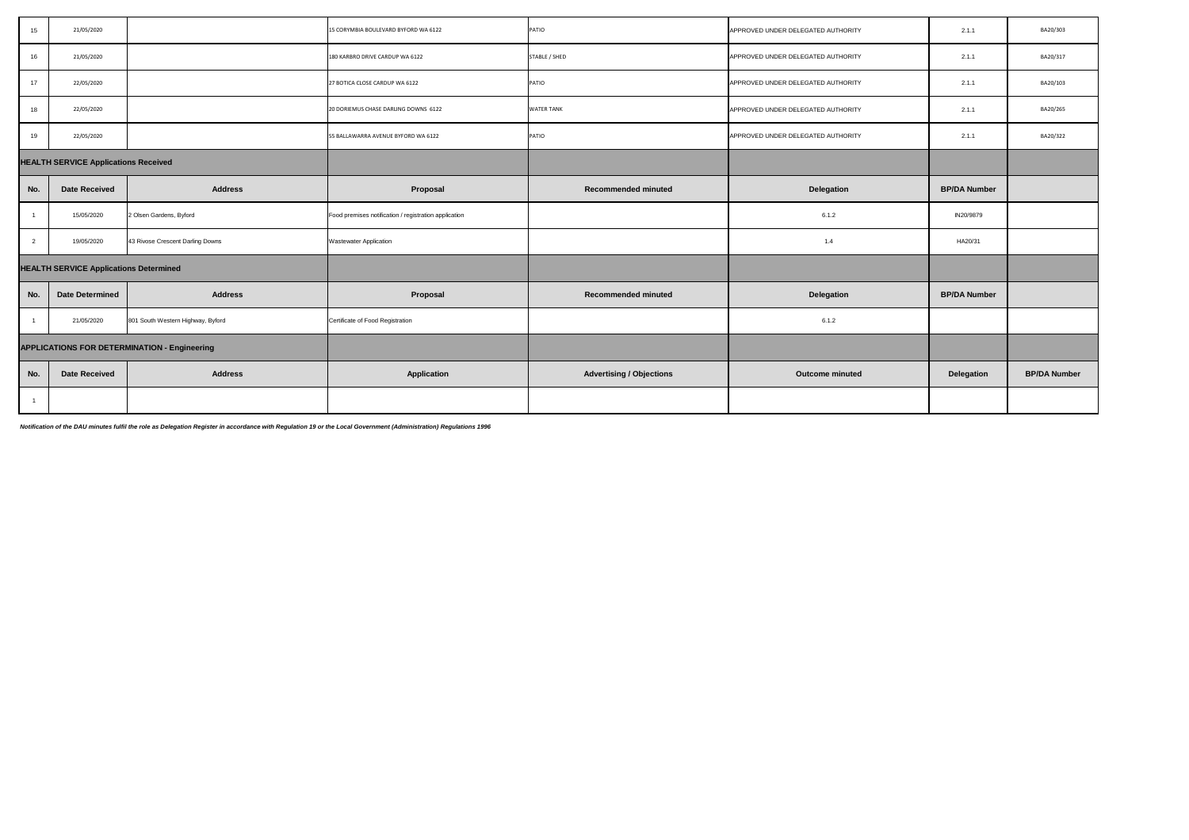| | | | | | | | |
|---|---|---|---|---|---|---|---|
| 15 | 21/05/2020 | | 15 CORYMBIA BOULEVARD BYFORD WA 6122 | PATIO | APPROVED UNDER DELEGATED AUTHORITY | 2.1.1 | BA20/303 |
| 16 | 21/05/2020 | | 180 KARBRO DRIVE CARDUP WA 6122 | STABLE / SHED | APPROVED UNDER DELEGATED AUTHORITY | 2.1.1 | BA20/317 |
| 17 | 22/05/2020 | | 27 BOTICA CLOSE CARDUP WA 6122 | PATIO | APPROVED UNDER DELEGATED AUTHORITY | 2.1.1 | BA20/103 |
| 18 | 22/05/2020 | | 20 DORIEMUS CHASE DARLING DOWNS 6122 | WATER TANK | APPROVED UNDER DELEGATED AUTHORITY | 2.1.1 | BA20/265 |
| 19 | 22/05/2020 | | 55 BALLAWARRA AVENUE BYFORD WA 6122 | PATIO | APPROVED UNDER DELEGATED AUTHORITY | 2.1.1 | BA20/322 |
| **HEALTH SERVICE Applications Received** | | | | | | | |
| **No.** | **Date Received** | **Address** | **Proposal** | **Recommended minuted** | **Delegation** | **BP/DA Number** | |
| 1 | 15/05/2020 | 2 Olsen Gardens, Byford | Food premises notification / registration application | | 6.1.2 | IN20/9879 | |
| 2 | 19/05/2020 | 43 Rivose Crescent Darling Downs | Wastewater Application | | 1.4 | HA20/31 | |
| **HEALTH SERVICE Applications Determined** | | | | | | | |
| **No.** | **Date Determined** | **Address** | **Proposal** | **Recommended minuted** | **Delegation** | **BP/DA Number** | |
| 1 | 21/05/2020 | 801 South Western Highway, Byford | Certificate of Food Registration | | 6.1.2 | | |
| **APPLICATIONS FOR DETERMINATION - Engineering** | | | | | | | |
| **No.** | **Date Received** | **Address** | **Application** | **Advertising / Objections** | **Outcome minuted** | **Delegation** | **BP/DA Number** |
| 1 | | | | | | | |

***Notification of the DAU minutes fulfil the role as Delegation Register in accordance with Regulation 19 or the Local Government (Administration) Regulations 1996***